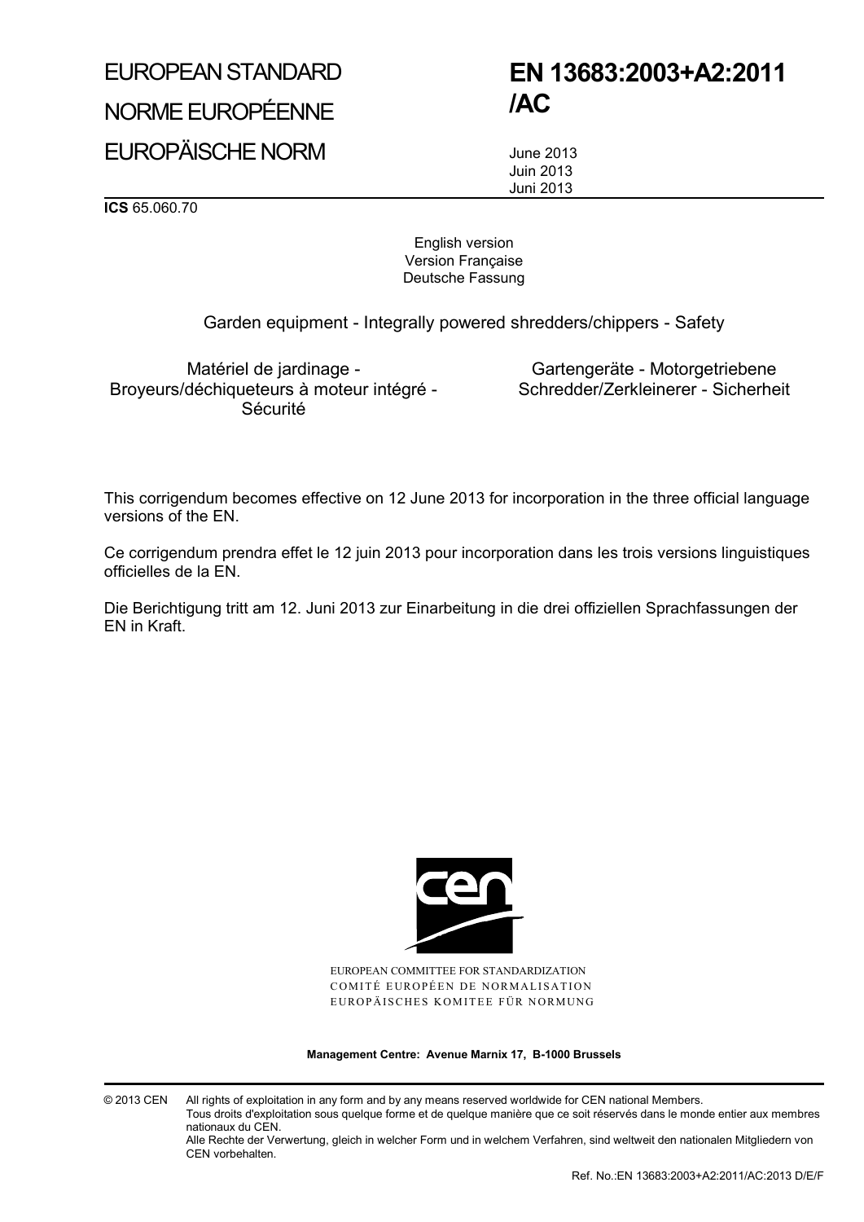# EUROPEAN STANDARD

# NORME EUROPÉENNE

# EUROPÄISCHE NORM

# EN 13683:2003+A2:2011 /AC

June 2013
Juin 2013
Juni 2013

**ICS** 65.060.70

English version
Version Française
Deutsche Fassung

Garden equipment - Integrally powered shredders/chippers - Safety

Matériel de jardinage - Broyeurs/déchiqueteurs à moteur intégré - Sécurité

Gartengeräte - Motorgetriebene Schredder/Zerkleinerer - Sicherheit

This corrigendum becomes effective on 12 June 2013 for incorporation in the three official language versions of the EN.

Ce corrigendum prendra effet le 12 juin 2013 pour incorporation dans les trois versions linguistiques officielles de la EN.

Die Berichtigung tritt am 12. Juni 2013 zur Einarbeitung in die drei offiziellen Sprachfassungen der EN in Kraft.

EUROPEAN COMMITTEE FOR STANDARDIZATION
COMITÉ EUROPÉEN DE NORMALISATION
EUROPÄISCHES KOMITEE FÜR NORMUNG

**Management Centre: Avenue Marnix 17, B-1000 Brussels**

© 2013 CEN All rights of exploitation in any form and by any means reserved worldwide for CEN national Members.
Tous droits d'exploitation sous quelque forme et de quelque manière que ce soit réservés dans le monde entier aux membres nationaux du CEN.
Alle Rechte der Verwertung, gleich in welcher Form und in welchem Verfahren, sind weltweit den nationalen Mitgliedern von CEN vorbehalten.

Ref. No.:EN 13683:2003+A2:2011/AC:2013 D/E/F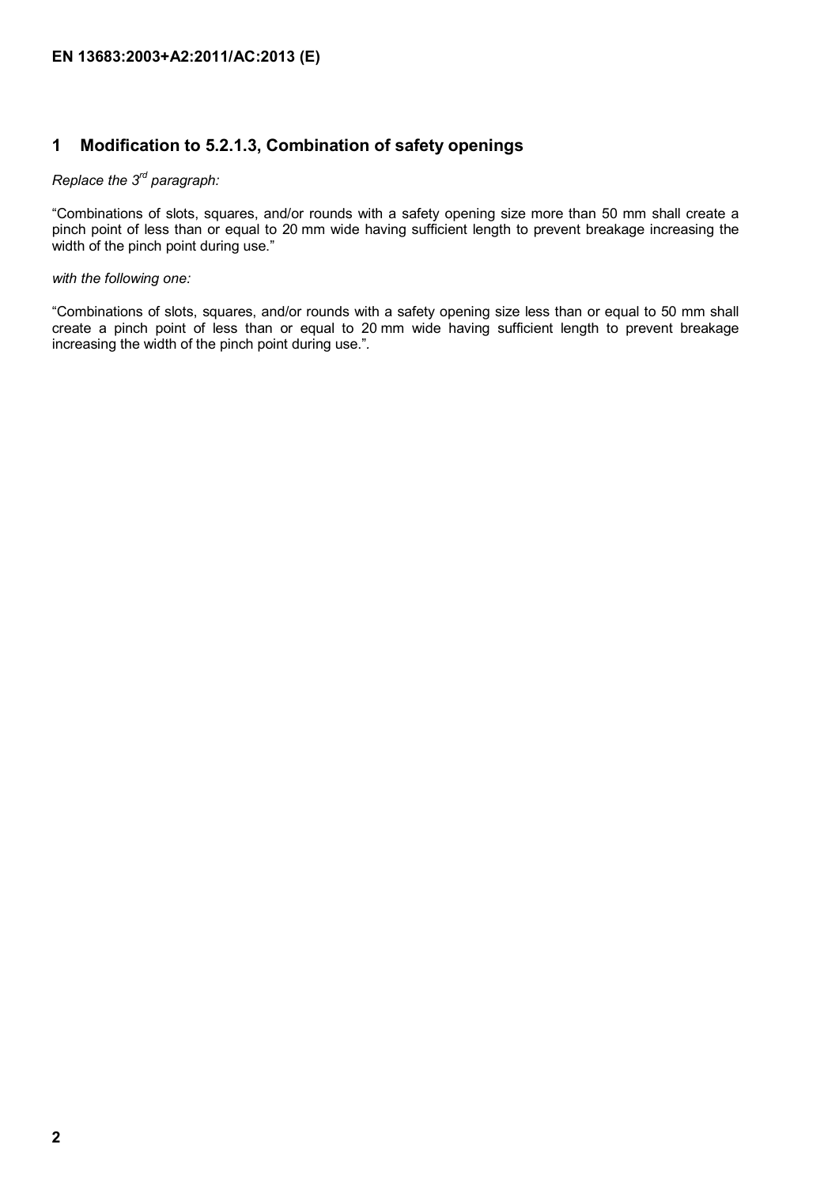## 1 Modification to 5.2.1.3, Combination of safety openings

*Replace the 3rd paragraph:*

"Combinations of slots, squares, and/or rounds with a safety opening size more than 50 mm shall create a pinch point of less than or equal to 20 mm wide having sufficient length to prevent breakage increasing the width of the pinch point during use."

*with the following one:*

"Combinations of slots, squares, and/or rounds with a safety opening size less than or equal to 50 mm shall create a pinch point of less than or equal to 20 mm wide having sufficient length to prevent breakage increasing the width of the pinch point during use.".